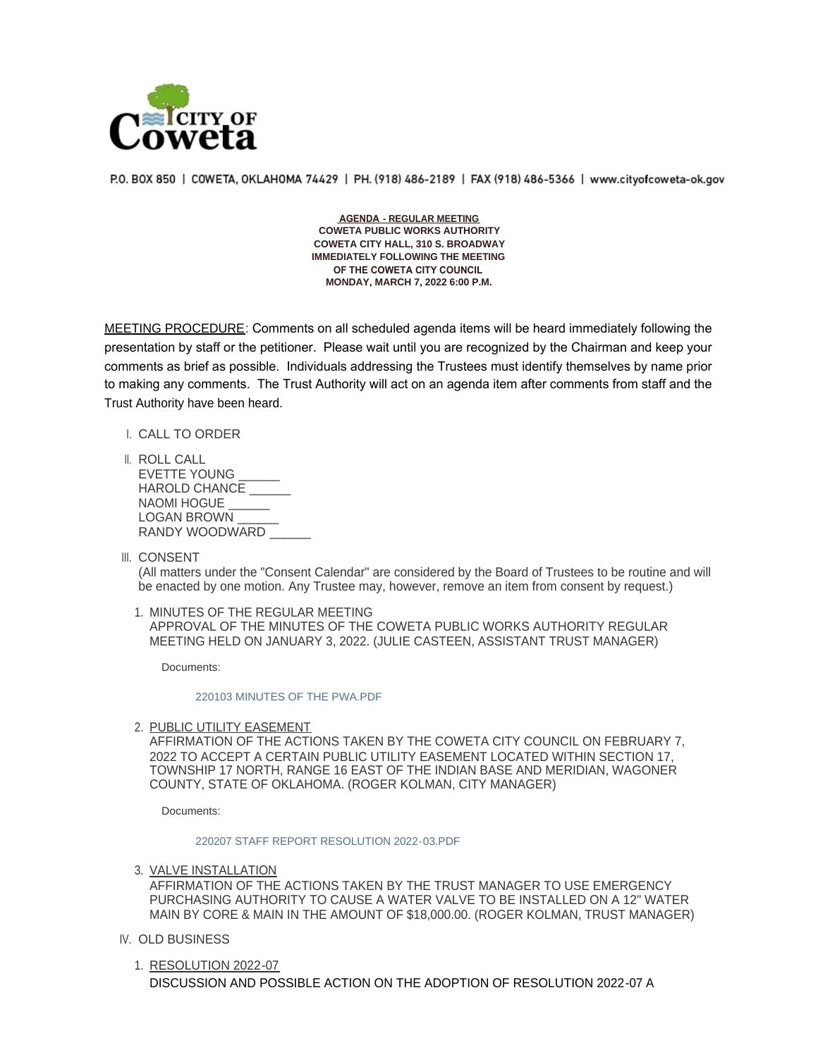P.O. BOX 850 | COWETA, OKLAHOMA 74429 | PH. (918) 486-2189 | FAX (918) 486-5366 | www.cityofcoweta-ok.gov

**AGENDA - REGULAR MEETING**
**COWETA PUBLIC WORKS AUTHORITY**
**COWETA CITY HALL, 310 S. BROADWAY**
**IMMEDIATELY FOLLOWING THE MEETING**
**OF THE COWETA CITY COUNCIL**
**MONDAY, MARCH 7, 2022 6:00 P.M.**

MEETING PROCEDURE: Comments on all scheduled agenda items will be heard immediately following the presentation by staff or the petitioner. Please wait until you are recognized by the Chairman and keep your comments as brief as possible. Individuals addressing the Trustees must identify themselves by name prior to making any comments. The Trust Authority will act on an agenda item after comments from staff and the Trust Authority have been heard.

I. CALL TO ORDER

II. ROLL CALL
EVETTE YOUNG ______
HAROLD CHANCE ______
NAOMI HOGUE ______
LOGAN BROWN ______
RANDY WOODWARD ______

III. CONSENT
(All matters under the "Consent Calendar" are considered by the Board of Trustees to be routine and will be enacted by one motion. Any Trustee may, however, remove an item from consent by request.)

1. MINUTES OF THE REGULAR MEETING
APPROVAL OF THE MINUTES OF THE COWETA PUBLIC WORKS AUTHORITY REGULAR MEETING HELD ON JANUARY 3, 2022. (JULIE CASTEEN, ASSISTANT TRUST MANAGER)

   Documents:

   220103 MINUTES OF THE PWA.PDF

2. PUBLIC UTILITY EASEMENT
AFFIRMATION OF THE ACTIONS TAKEN BY THE COWETA CITY COUNCIL ON FEBRUARY 7, 2022 TO ACCEPT A CERTAIN PUBLIC UTILITY EASEMENT LOCATED WITHIN SECTION 17, TOWNSHIP 17 NORTH, RANGE 16 EAST OF THE INDIAN BASE AND MERIDIAN, WAGONER COUNTY, STATE OF OKLAHOMA. (ROGER KOLMAN, CITY MANAGER)

   Documents:

   220207 STAFF REPORT RESOLUTION 2022-03.PDF

3. VALVE INSTALLATION
AFFIRMATION OF THE ACTIONS TAKEN BY THE TRUST MANAGER TO USE EMERGENCY PURCHASING AUTHORITY TO CAUSE A WATER VALVE TO BE INSTALLED ON A 12" WATER MAIN BY CORE & MAIN IN THE AMOUNT OF $18,000.00. (ROGER KOLMAN, TRUST MANAGER)

IV. OLD BUSINESS

1. RESOLUTION 2022-07
DISCUSSION AND POSSIBLE ACTION ON THE ADOPTION OF RESOLUTION 2022-07 A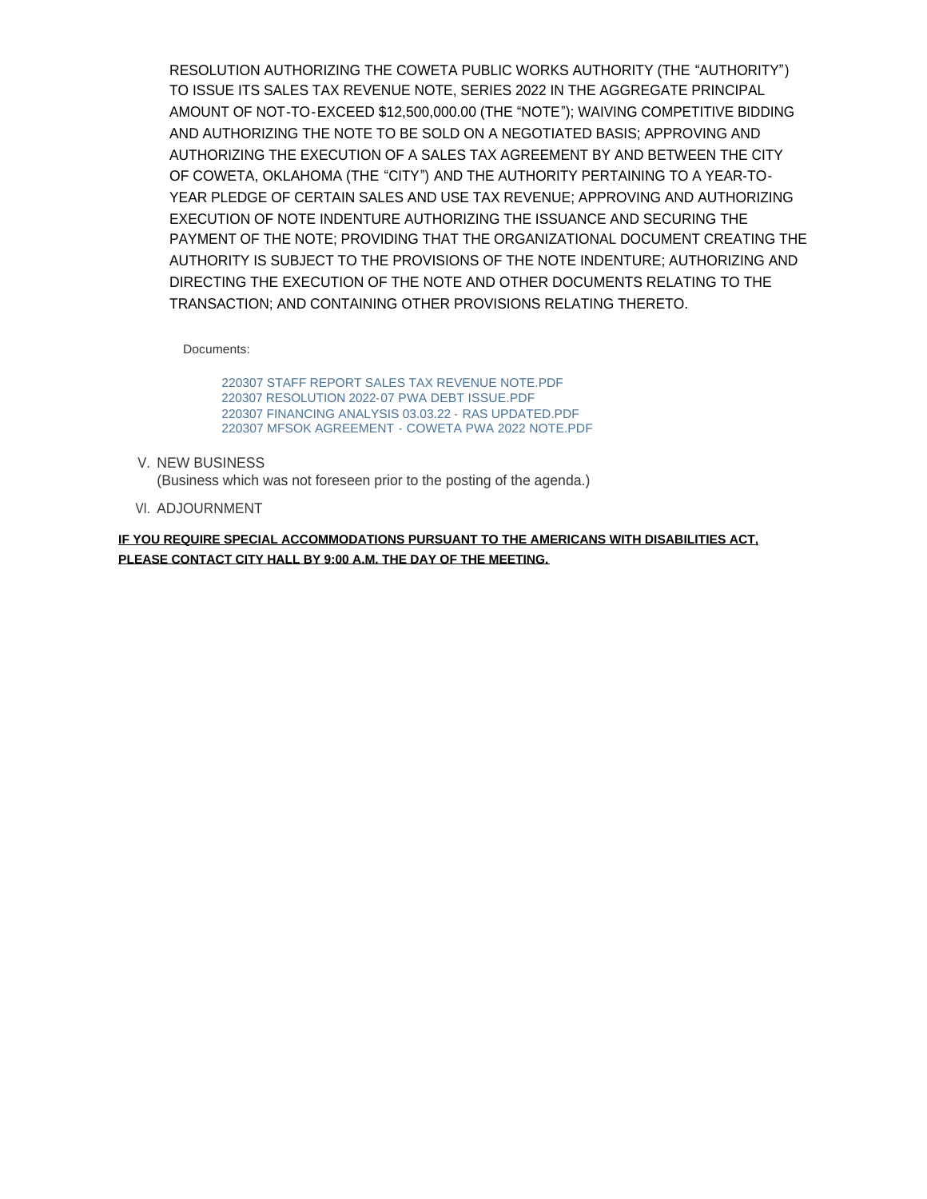RESOLUTION AUTHORIZING THE COWETA PUBLIC WORKS AUTHORITY (THE "AUTHORITY") TO ISSUE ITS SALES TAX REVENUE NOTE, SERIES 2022 IN THE AGGREGATE PRINCIPAL AMOUNT OF NOT-TO-EXCEED $12,500,000.00 (THE "NOTE"); WAIVING COMPETITIVE BIDDING AND AUTHORIZING THE NOTE TO BE SOLD ON A NEGOTIATED BASIS; APPROVING AND AUTHORIZING THE EXECUTION OF A SALES TAX AGREEMENT BY AND BETWEEN THE CITY OF COWETA, OKLAHOMA (THE "CITY") AND THE AUTHORITY PERTAINING TO A YEAR-TO-YEAR PLEDGE OF CERTAIN SALES AND USE TAX REVENUE; APPROVING AND AUTHORIZING EXECUTION OF NOTE INDENTURE AUTHORIZING THE ISSUANCE AND SECURING THE PAYMENT OF THE NOTE; PROVIDING THAT THE ORGANIZATIONAL DOCUMENT CREATING THE AUTHORITY IS SUBJECT TO THE PROVISIONS OF THE NOTE INDENTURE; AUTHORIZING AND DIRECTING THE EXECUTION OF THE NOTE AND OTHER DOCUMENTS RELATING TO THE TRANSACTION; AND CONTAINING OTHER PROVISIONS RELATING THERETO.

Documents:

- 220307 STAFF REPORT SALES TAX REVENUE NOTE.PDF
- 220307 RESOLUTION 2022-07 PWA DEBT ISSUE.PDF
- 220307 FINANCING ANALYSIS 03.03.22 - RAS UPDATED.PDF
- 220307 MFSOK AGREEMENT - COWETA PWA 2022 NOTE.PDF

V. NEW BUSINESS
(Business which was not foreseen prior to the posting of the agenda.)

VI. ADJOURNMENT

**IF YOU REQUIRE SPECIAL ACCOMMODATIONS PURSUANT TO THE AMERICANS WITH DISABILITIES ACT, PLEASE CONTACT CITY HALL BY 9:00 A.M. THE DAY OF THE MEETING.**